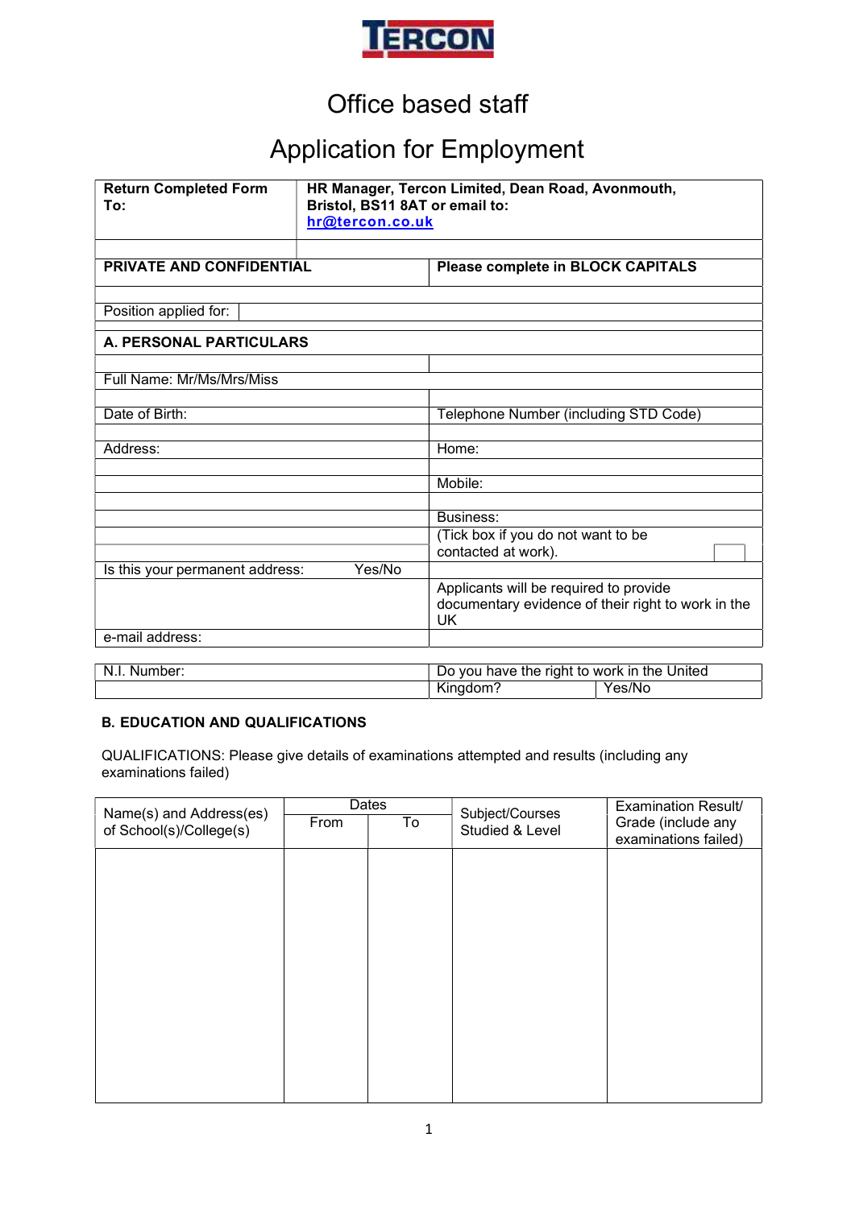TERCON

# Office based staff

# Application for Employment

| **Return Completed Form To:** | **HR Manager, Tercon Limited, Dean Road, Avonmouth, Bristol, BS11 8AT or email to: hr@tercon.co.uk** |
|---|---|

| **PRIVATE AND CONFIDENTIAL** | **Please complete in BLOCK CAPITALS** |
|---|---|

| Position applied for: | |
|---|---|

## A. PERSONAL PARTICULARS

| | |
|---|---|
| Full Name: Mr/Ms/Mrs/Miss | |
| | |
| Date of Birth: | Telephone Number (including STD Code) |
| | |
| Address: | Home: |
| | |
| | Mobile: |
| | |
| | Business: |
| | (Tick box if you do not want to be contacted at work). ☐ |
| Is this your permanent address: Yes/No | |
| | Applicants will be required to provide documentary evidence of their right to work in the UK |
| e-mail address: | |

| N.I. Number: | Do you have the right to work in the United Kingdom? | Yes/No |
|---|---|---|

## B. EDUCATION AND QUALIFICATIONS

QUALIFICATIONS: Please give details of examinations attempted and results (including any examinations failed)

| Name(s) and Address(es) of School(s)/College(s) | Dates | | Subject/Courses Studied & Level | Examination Result/ Grade (include any examinations failed) |
|---|---|---|---|---|
| | From | To | | |
| | | | | |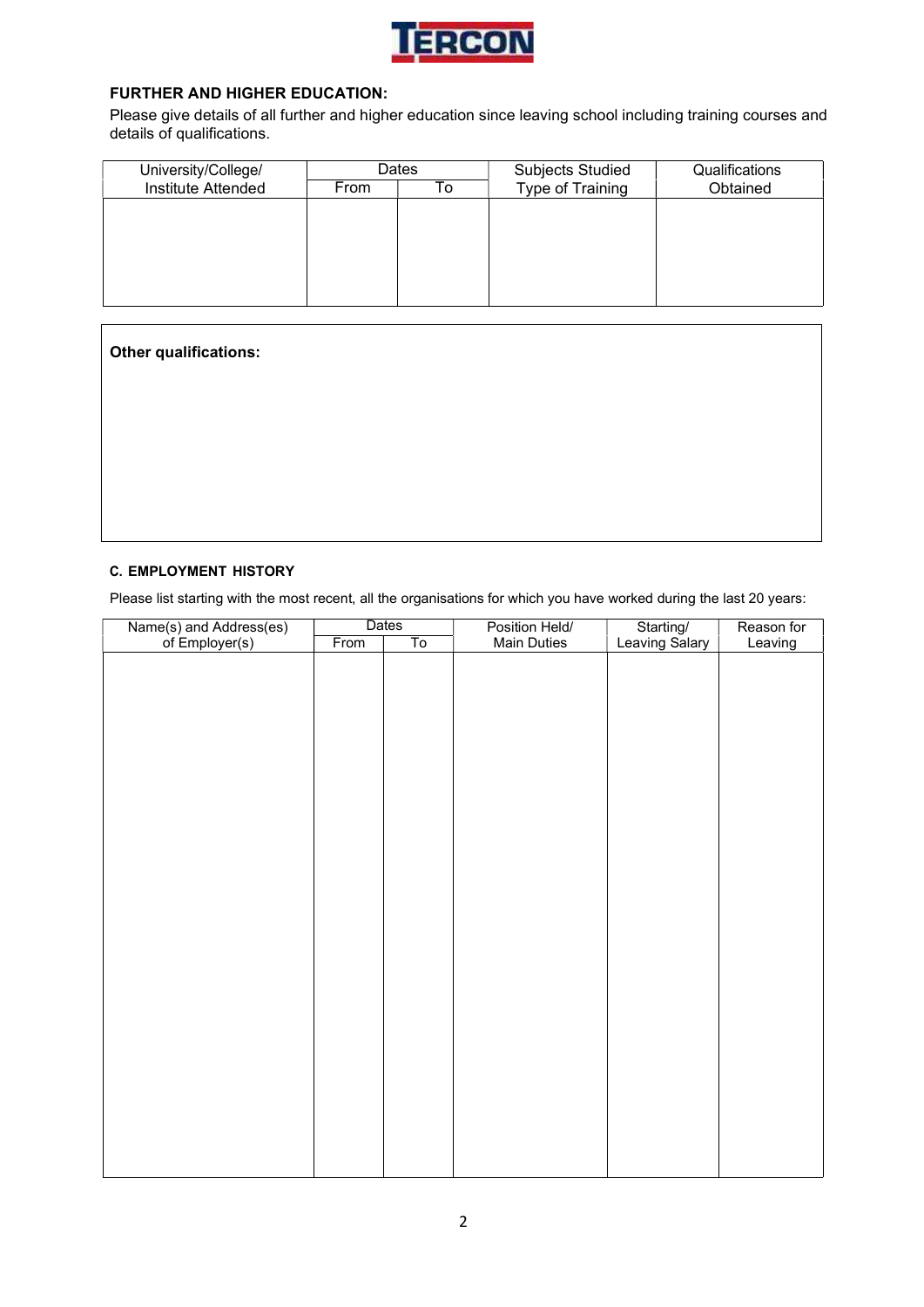## FURTHER AND HIGHER EDUCATION:

Please give details of all further and higher education since leaving school including training courses and details of qualifications.

| University/College/ Institute Attended | Dates | | Subjects Studied Type of Training | Qualifications Obtained |
|---|---|---|---|---|
| | From | To | | |
| | | | | |

**Other qualifications:**

#### C. EMPLOYMENT HISTORY

Please list starting with the most recent, all the organisations for which you have worked during the last 20 years:

| Name(s) and Address(es) of Employer(s) | Dates | | Position Held/ Main Duties | Starting/ Leaving Salary | Reason for Leaving |
|---|---|---|---|---|---|
| | From | To | | | |
| | | | | | |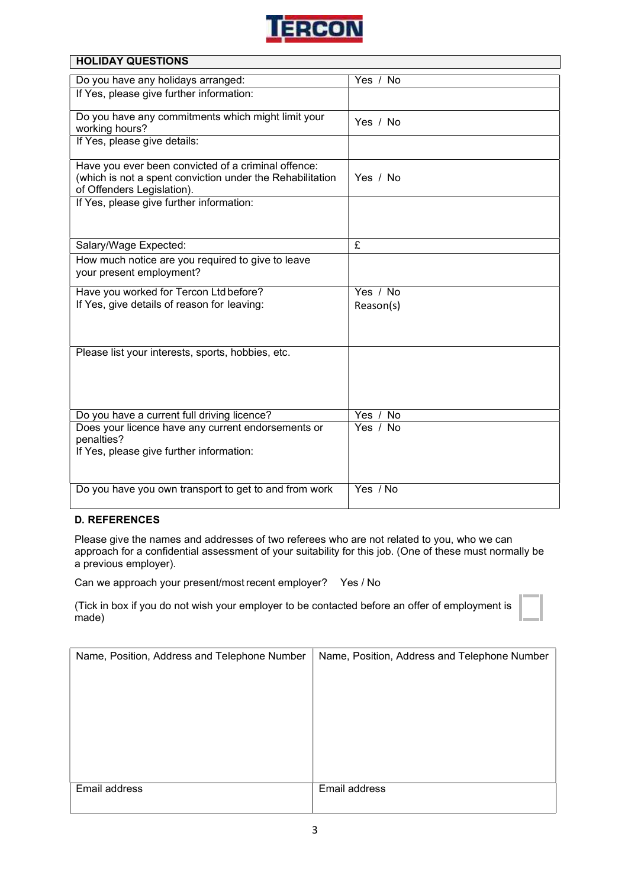## HOLIDAY QUESTIONS

| | |
|---|---|
| Do you have any holidays arranged: | Yes / No |
| If Yes, please give further information: | |
| Do you have any commitments which might limit your working hours? | Yes / No |
| If Yes, please give details: | |
| Have you ever been convicted of a criminal offence: (which is not a spent conviction under the Rehabilitation of Offenders Legislation). | Yes / No |
| If Yes, please give further information: | |
| Salary/Wage Expected: | £ |
| How much notice are you required to give to leave your present employment? | |
| Have you worked for Tercon Ltd before? If Yes, give details of reason for leaving: | Yes / No Reason(s) |
| Please list your interests, sports, hobbies, etc. | |
| Do you have a current full driving licence? | Yes / No |
| Does your licence have any current endorsements or penalties? If Yes, please give further information: | Yes / No |
| Do you have you own transport to get to and from work | Yes / No |

## D. REFERENCES

Please give the names and addresses of two referees who are not related to you, who we can approach for a confidential assessment of your suitability for this job. (One of these must normally be a previous employer).

Can we approach your present/most recent employer? Yes / No

(Tick in box if you do not wish your employer to be contacted before an offer of employment is made) ☐

| Name, Position, Address and Telephone Number | Name, Position, Address and Telephone Number |
|---|---|
| | |
| Email address | Email address |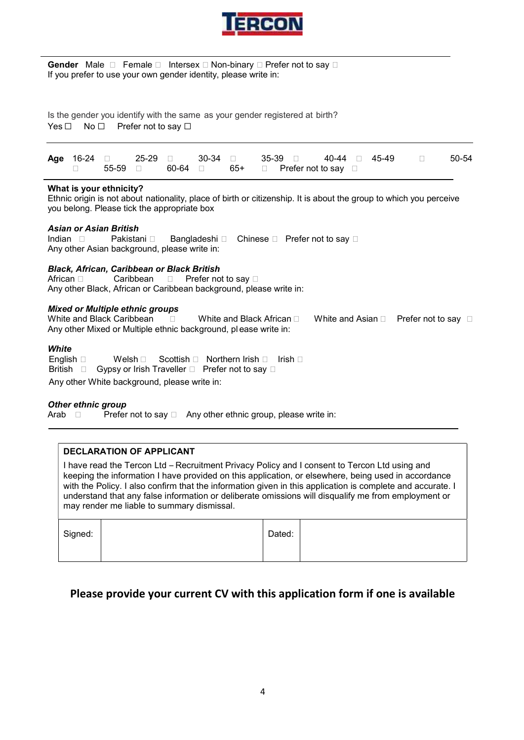TERCON

**Gender** Male ☐ Female ☐ Intersex ☐ Non-binary ☐ Prefer not to say ☐

If you prefer to use your own gender identity, please write in:

Is the gender you identify with the same as your gender registered at birth?

Yes ☐ No ☐ Prefer not to say ☐

---

**Age** 16-24 ☐ 25-29 ☐ 30-34 ☐ 35-39 ☐ 40-44 ☐ 45-49 ☐ 50-54 ☐ 55-59 ☐ 60-64 ☐ 65+ ☐ Prefer not to say ☐

---

**What is your ethnicity?**

Ethnic origin is not about nationality, place of birth or citizenship. It is about the group to which you perceive you belong. Please tick the appropriate box

***Asian or Asian British***

Indian ☐ Pakistani ☐ Bangladeshi ☐ Chinese ☐ Prefer not to say ☐

Any other Asian background, please write in:

***Black, African, Caribbean or Black British***

African ☐ Caribbean ☐ Prefer not to say ☐

Any other Black, African or Caribbean background, please write in:

***Mixed or Multiple ethnic groups***

White and Black Caribbean ☐ White and Black African ☐ White and Asian ☐ Prefer not to say ☐

Any other Mixed or Multiple ethnic background, please write in:

***White***

English ☐ Welsh ☐ Scottish ☐ Northern Irish ☐ Irish ☐

British ☐ Gypsy or Irish Traveller ☐ Prefer not to say ☐

Any other White background, please write in:

***Other ethnic group***

Arab ☐ Prefer not to say ☐ Any other ethnic group, please write in:

---

| **DECLARATION OF APPLICANT** | | | |
|---|---|---|---|
| I have read the Tercon Ltd – Recruitment Privacy Policy and I consent to Tercon Ltd using and keeping the information I have provided on this application, or elsewhere, being used in accordance with the Policy. I also confirm that the information given in this application is complete and accurate. I understand that any false information or deliberate omissions will disqualify me from employment or may render me liable to summary dismissal. | | | |
| Signed: | | Dated: | |

**Please provide your current CV with this application form if one is available**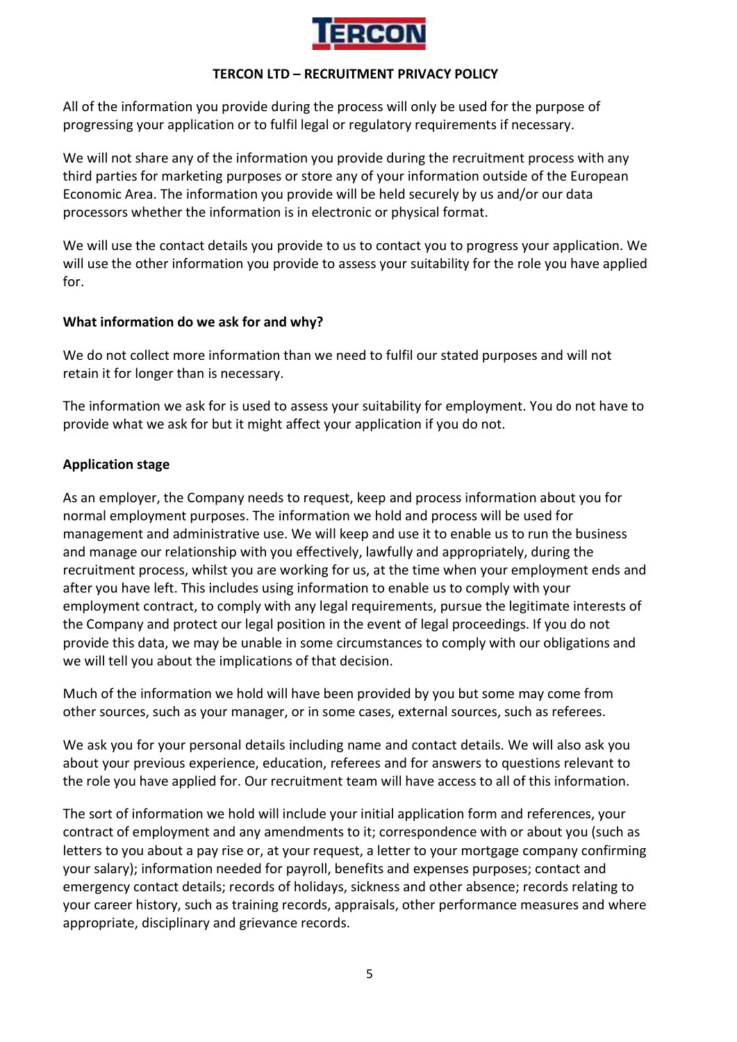All of the information you provide during the process will only be used for the purpose of progressing your application or to fulfil legal or regulatory requirements if necessary.

We will not share any of the information you provide during the recruitment process with any third parties for marketing purposes or store any of your information outside of the European Economic Area. The information you provide will be held securely by us and/or our data processors whether the information is in electronic or physical format.

We will use the contact details you provide to us to contact you to progress your application. We will use the other information you provide to assess your suitability for the role you have applied for.

**What information do we ask for and why?**

We do not collect more information than we need to fulfil our stated purposes and will not retain it for longer than is necessary.

The information we ask for is used to assess your suitability for employment. You do not have to provide what we ask for but it might affect your application if you do not.

**Application stage**

As an employer, the Company needs to request, keep and process information about you for normal employment purposes. The information we hold and process will be used for management and administrative use. We will keep and use it to enable us to run the business and manage our relationship with you effectively, lawfully and appropriately, during the recruitment process, whilst you are working for us, at the time when your employment ends and after you have left. This includes using information to enable us to comply with your employment contract, to comply with any legal requirements, pursue the legitimate interests of the Company and protect our legal position in the event of legal proceedings. If you do not provide this data, we may be unable in some circumstances to comply with our obligations and we will tell you about the implications of that decision.

Much of the information we hold will have been provided by you but some may come from other sources, such as your manager, or in some cases, external sources, such as referees.

We ask you for your personal details including name and contact details. We will also ask you about your previous experience, education, referees and for answers to questions relevant to the role you have applied for. Our recruitment team will have access to all of this information.

The sort of information we hold will include your initial application form and references, your contract of employment and any amendments to it; correspondence with or about you (such as letters to you about a pay rise or, at your request, a letter to your mortgage company confirming your salary); information needed for payroll, benefits and expenses purposes; contact and emergency contact details; records of holidays, sickness and other absence; records relating to your career history, such as training records, appraisals, other performance measures and where appropriate, disciplinary and grievance records.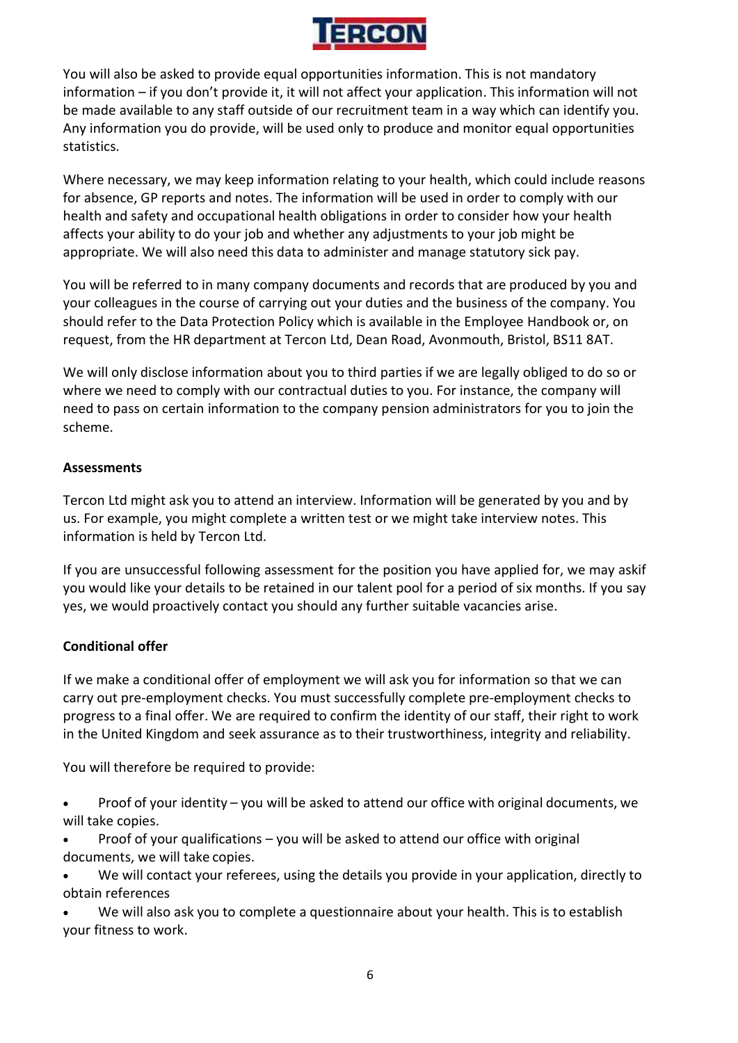You will also be asked to provide equal opportunities information. This is not mandatory information – if you don't provide it, it will not affect your application. This information will not be made available to any staff outside of our recruitment team in a way which can identify you. Any information you do provide, will be used only to produce and monitor equal opportunities statistics.

Where necessary, we may keep information relating to your health, which could include reasons for absence, GP reports and notes. The information will be used in order to comply with our health and safety and occupational health obligations in order to consider how your health affects your ability to do your job and whether any adjustments to your job might be appropriate. We will also need this data to administer and manage statutory sick pay.

You will be referred to in many company documents and records that are produced by you and your colleagues in the course of carrying out your duties and the business of the company. You should refer to the Data Protection Policy which is available in the Employee Handbook or, on request, from the HR department at Tercon Ltd, Dean Road, Avonmouth, Bristol, BS11 8AT.

We will only disclose information about you to third parties if we are legally obliged to do so or where we need to comply with our contractual duties to you. For instance, the company will need to pass on certain information to the company pension administrators for you to join the scheme.

**Assessments**

Tercon Ltd might ask you to attend an interview. Information will be generated by you and by us. For example, you might complete a written test or we might take interview notes. This information is held by Tercon Ltd.

If you are unsuccessful following assessment for the position you have applied for, we may askif you would like your details to be retained in our talent pool for a period of six months. If you say yes, we would proactively contact you should any further suitable vacancies arise.

**Conditional offer**

If we make a conditional offer of employment we will ask you for information so that we can carry out pre-employment checks. You must successfully complete pre-employment checks to progress to a final offer. We are required to confirm the identity of our staff, their right to work in the United Kingdom and seek assurance as to their trustworthiness, integrity and reliability.

You will therefore be required to provide:

- Proof of your identity – you will be asked to attend our office with original documents, we will take copies.
- Proof of your qualifications – you will be asked to attend our office with original documents, we will take copies.
- We will contact your referees, using the details you provide in your application, directly to obtain references
- We will also ask you to complete a questionnaire about your health. This is to establish your fitness to work.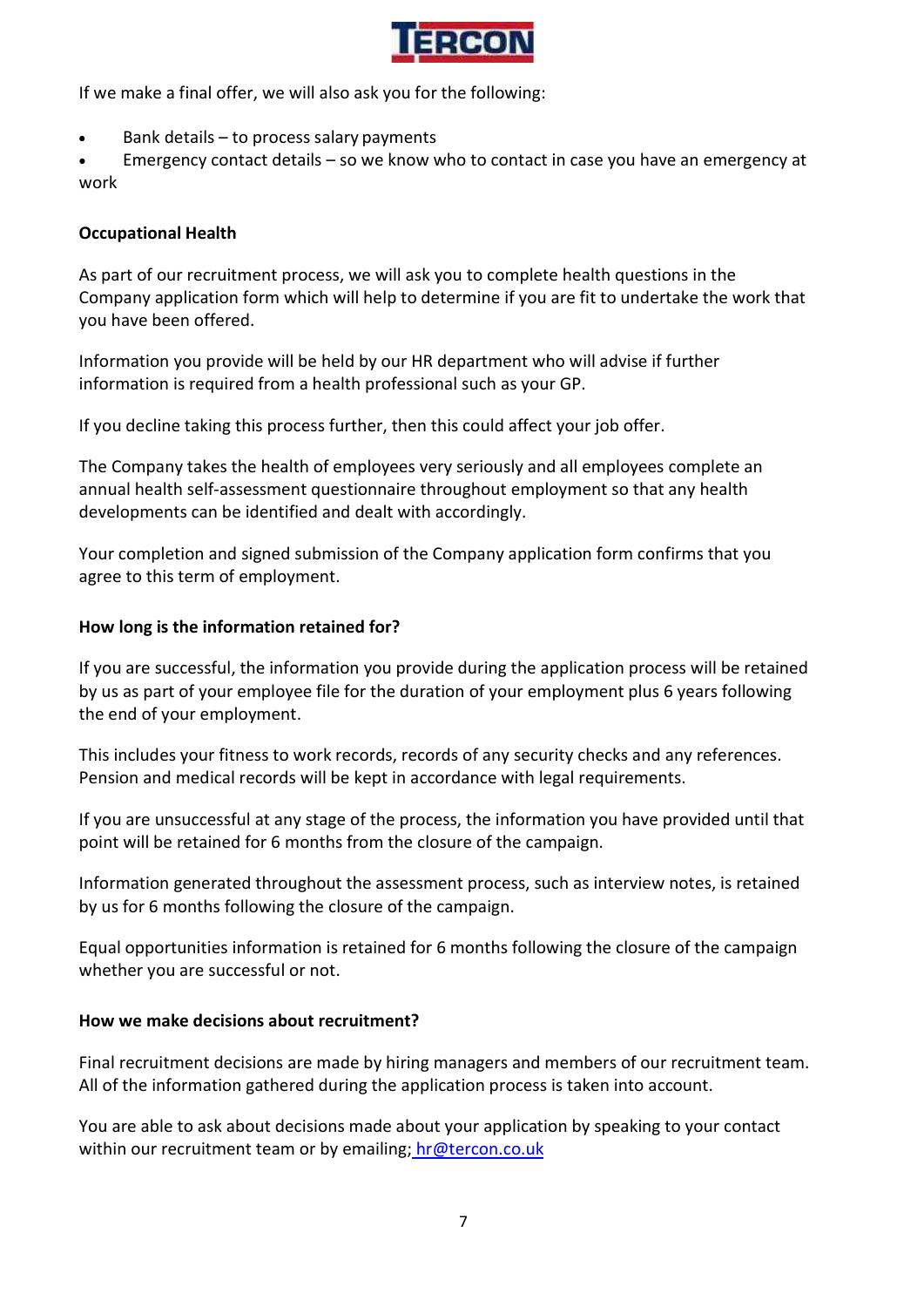If we make a final offer, we will also ask you for the following:

- Bank details – to process salary payments
- Emergency contact details – so we know who to contact in case you have an emergency at work

**Occupational Health**

As part of our recruitment process, we will ask you to complete health questions in the Company application form which will help to determine if you are fit to undertake the work that you have been offered.

Information you provide will be held by our HR department who will advise if further information is required from a health professional such as your GP.

If you decline taking this process further, then this could affect your job offer.

The Company takes the health of employees very seriously and all employees complete an annual health self-assessment questionnaire throughout employment so that any health developments can be identified and dealt with accordingly.

Your completion and signed submission of the Company application form confirms that you agree to this term of employment.

**How long is the information retained for?**

If you are successful, the information you provide during the application process will be retained by us as part of your employee file for the duration of your employment plus 6 years following the end of your employment.

This includes your fitness to work records, records of any security checks and any references. Pension and medical records will be kept in accordance with legal requirements.

If you are unsuccessful at any stage of the process, the information you have provided until that point will be retained for 6 months from the closure of the campaign.

Information generated throughout the assessment process, such as interview notes, is retained by us for 6 months following the closure of the campaign.

Equal opportunities information is retained for 6 months following the closure of the campaign whether you are successful or not.

**How we make decisions about recruitment?**

Final recruitment decisions are made by hiring managers and members of our recruitment team. All of the information gathered during the application process is taken into account.

You are able to ask about decisions made about your application by speaking to your contact within our recruitment team or by emailing; hr@tercon.co.uk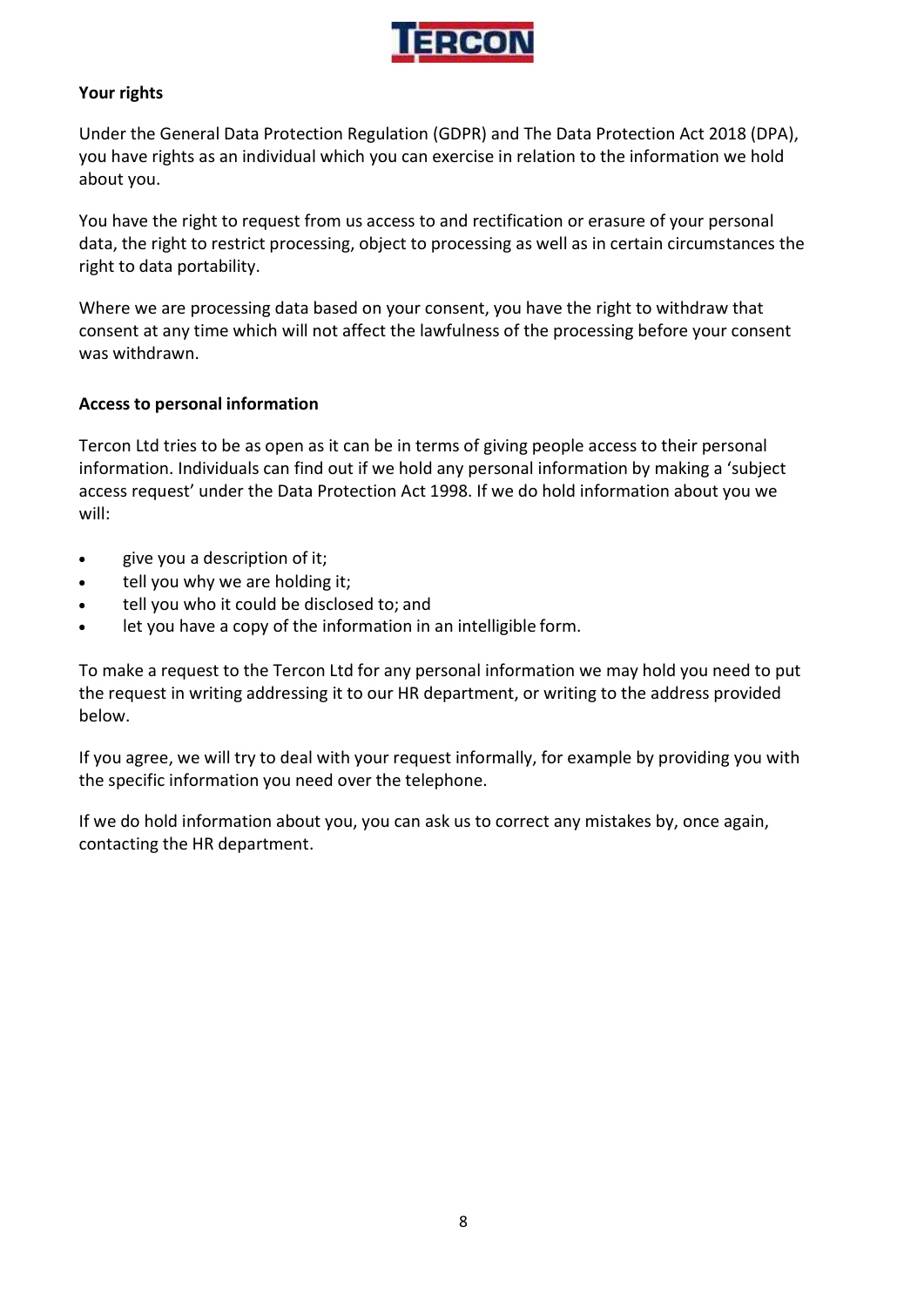**Your rights**

Under the General Data Protection Regulation (GDPR) and The Data Protection Act 2018 (DPA), you have rights as an individual which you can exercise in relation to the information we hold about you.

You have the right to request from us access to and rectification or erasure of your personal data, the right to restrict processing, object to processing as well as in certain circumstances the right to data portability.

Where we are processing data based on your consent, you have the right to withdraw that consent at any time which will not affect the lawfulness of the processing before your consent was withdrawn.

**Access to personal information**

Tercon Ltd tries to be as open as it can be in terms of giving people access to their personal information. Individuals can find out if we hold any personal information by making a 'subject access request' under the Data Protection Act 1998. If we do hold information about you we will:

- give you a description of it;
- tell you why we are holding it;
- tell you who it could be disclosed to; and
- let you have a copy of the information in an intelligible form.

To make a request to the Tercon Ltd for any personal information we may hold you need to put the request in writing addressing it to our HR department, or writing to the address provided below.

If you agree, we will try to deal with your request informally, for example by providing you with the specific information you need over the telephone.

If we do hold information about you, you can ask us to correct any mistakes by, once again, contacting the HR department.